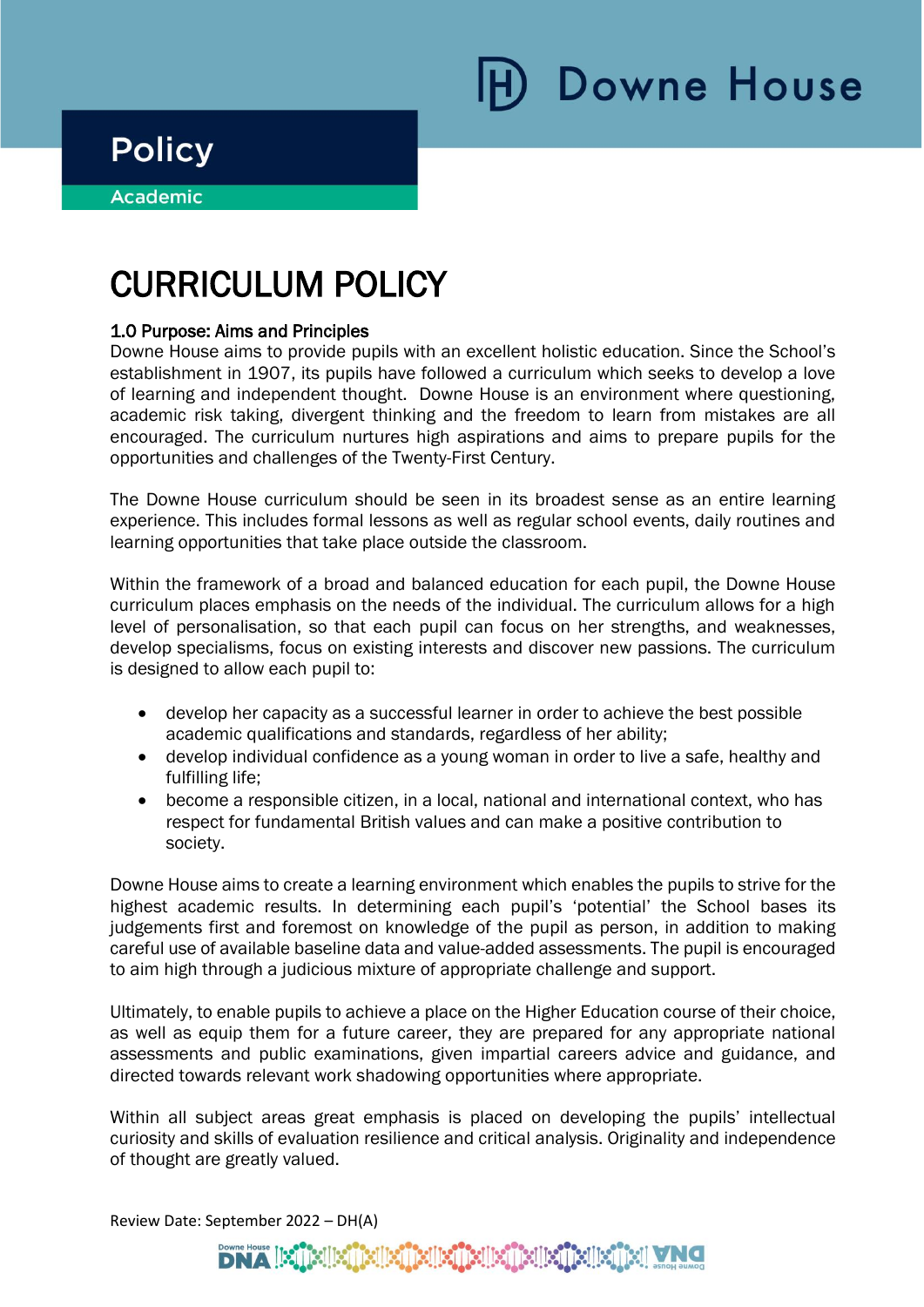Downe House

# Policy

Academic

# CURRICULUM POLICY

## 1.0 Purpose: Aims and Principles

Downe House aims to provide pupils with an excellent holistic education. Since the School's establishment in 1907, its pupils have followed a curriculum which seeks to develop a love of learning and independent thought. Downe House is an environment where questioning, academic risk taking, divergent thinking and the freedom to learn from mistakes are all encouraged. The curriculum nurtures high aspirations and aims to prepare pupils for the opportunities and challenges of the Twenty-First Century.

The Downe House curriculum should be seen in its broadest sense as an entire learning experience. This includes formal lessons as well as regular school events, daily routines and learning opportunities that take place outside the classroom.

Within the framework of a broad and balanced education for each pupil, the Downe House curriculum places emphasis on the needs of the individual. The curriculum allows for a high level of personalisation, so that each pupil can focus on her strengths, and weaknesses, develop specialisms, focus on existing interests and discover new passions. The curriculum is designed to allow each pupil to:

- develop her capacity as a successful learner in order to achieve the best possible academic qualifications and standards, regardless of her ability;
- develop individual confidence as a young woman in order to live a safe, healthy and fulfilling life;
- become a responsible citizen, in a local, national and international context, who has respect for fundamental British values and can make a positive contribution to society.

Downe House aims to create a learning environment which enables the pupils to strive for the highest academic results. In determining each pupil's 'potential' the School bases its judgements first and foremost on knowledge of the pupil as person, in addition to making careful use of available baseline data and value-added assessments. The pupil is encouraged to aim high through a judicious mixture of appropriate challenge and support.

Ultimately, to enable pupils to achieve a place on the Higher Education course of their choice, as well as equip them for a future career, they are prepared for any appropriate national assessments and public examinations, given impartial careers advice and guidance, and directed towards relevant work shadowing opportunities where appropriate.

Within all subject areas great emphasis is placed on developing the pupils' intellectual curiosity and skills of evaluation resilience and critical analysis. Originality and independence of thought are greatly valued.

Review Date: September 2022 – DH(A)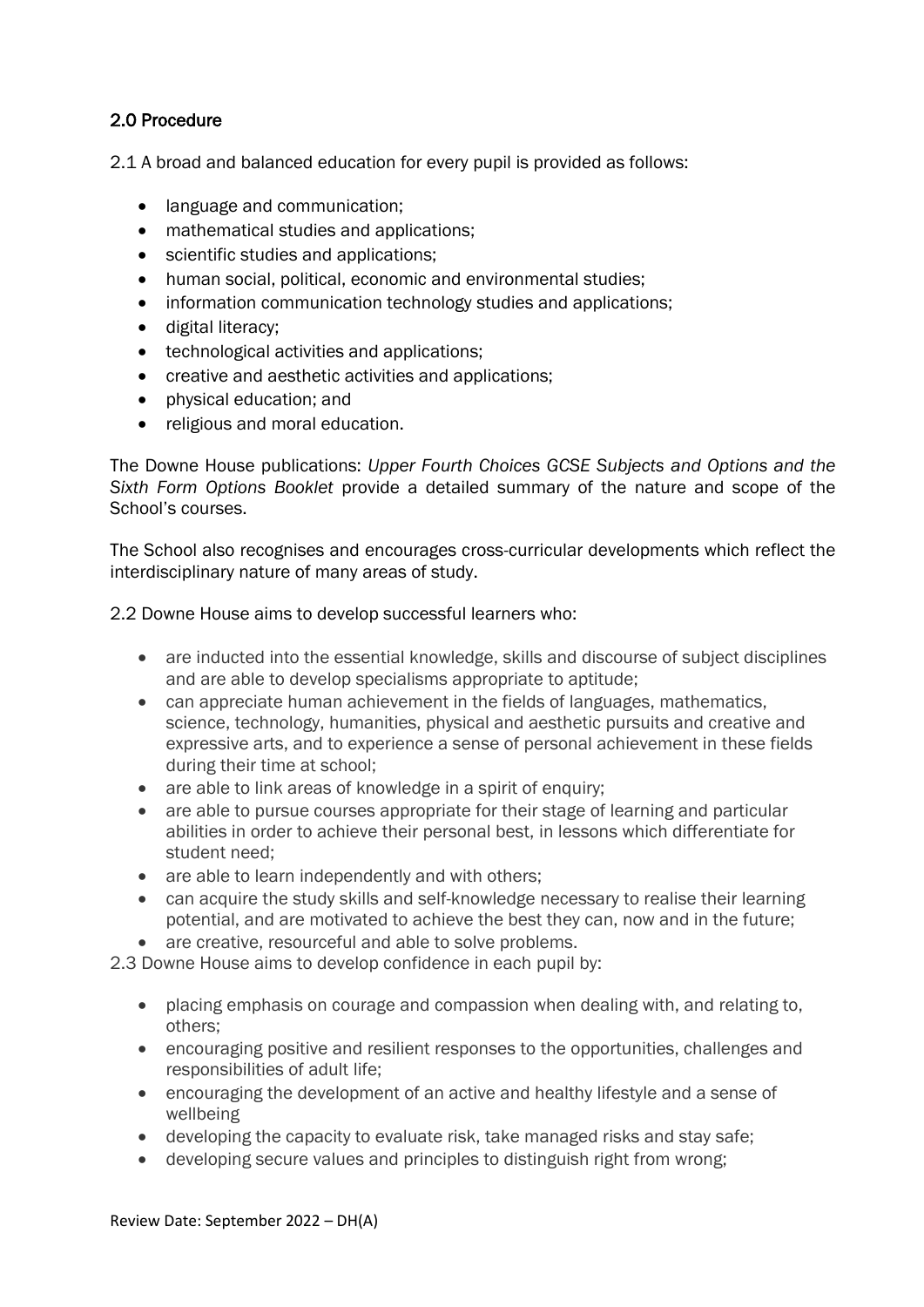## 2.0 Procedure

2.1 A broad and balanced education for every pupil is provided as follows:

- language and communication;
- mathematical studies and applications;
- scientific studies and applications;
- human social, political, economic and environmental studies;
- information communication technology studies and applications;
- digital literacy;
- technological activities and applications;
- creative and aesthetic activities and applications;
- physical education; and
- religious and moral education.

The Downe House publications: *Upper Fourth Choices GCSE Subjects and Options and the Sixth Form Options Booklet* provide a detailed summary of the nature and scope of the School's courses.

The School also recognises and encourages cross-curricular developments which reflect the interdisciplinary nature of many areas of study.

2.2 Downe House aims to develop successful learners who:

- are inducted into the essential knowledge, skills and discourse of subject disciplines and are able to develop specialisms appropriate to aptitude;
- can appreciate human achievement in the fields of languages, mathematics, science, technology, humanities, physical and aesthetic pursuits and creative and expressive arts, and to experience a sense of personal achievement in these fields during their time at school;
- are able to link areas of knowledge in a spirit of enquiry;
- are able to pursue courses appropriate for their stage of learning and particular abilities in order to achieve their personal best, in lessons which differentiate for student need;
- are able to learn independently and with others;
- can acquire the study skills and self-knowledge necessary to realise their learning potential, and are motivated to achieve the best they can, now and in the future;
- are creative, resourceful and able to solve problems.

2.3 Downe House aims to develop confidence in each pupil by:

- placing emphasis on courage and compassion when dealing with, and relating to, others;
- encouraging positive and resilient responses to the opportunities, challenges and responsibilities of adult life;
- encouraging the development of an active and healthy lifestyle and a sense of wellbeing
- developing the capacity to evaluate risk, take managed risks and stay safe;
- developing secure values and principles to distinguish right from wrong;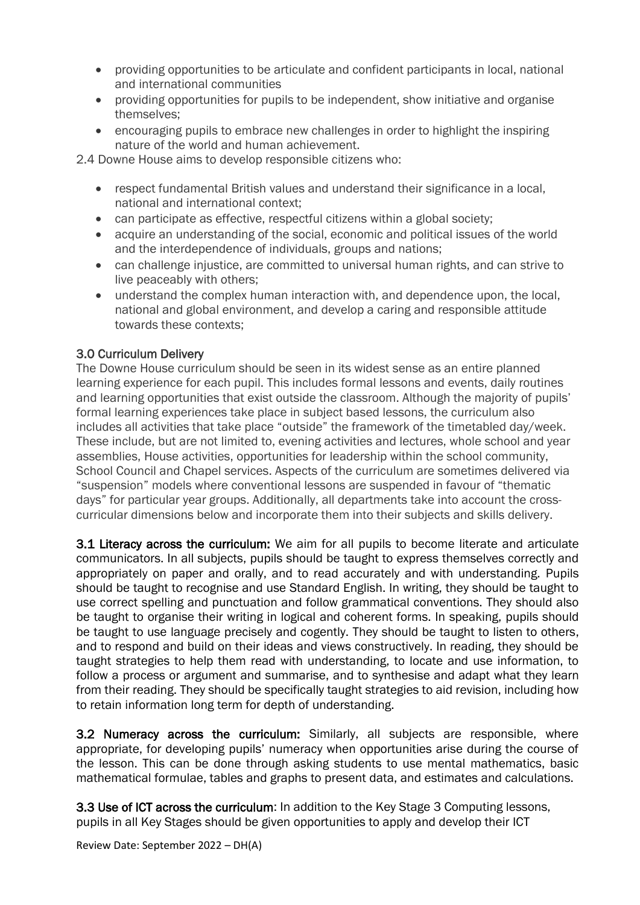- providing opportunities to be articulate and confident participants in local, national and international communities
- providing opportunities for pupils to be independent, show initiative and organise themselves;
- encouraging pupils to embrace new challenges in order to highlight the inspiring nature of the world and human achievement.

2.4 Downe House aims to develop responsible citizens who:

- respect fundamental British values and understand their significance in a local, national and international context;
- can participate as effective, respectful citizens within a global society;
- acquire an understanding of the social, economic and political issues of the world and the interdependence of individuals, groups and nations;
- can challenge injustice, are committed to universal human rights, and can strive to live peaceably with others;
- understand the complex human interaction with, and dependence upon, the local, national and global environment, and develop a caring and responsible attitude towards these contexts;

## 3.0 Curriculum Delivery

The Downe House curriculum should be seen in its widest sense as an entire planned learning experience for each pupil. This includes formal lessons and events, daily routines and learning opportunities that exist outside the classroom. Although the majority of pupils' formal learning experiences take place in subject based lessons, the curriculum also includes all activities that take place "outside" the framework of the timetabled day/week. These include, but are not limited to, evening activities and lectures, whole school and year assemblies, House activities, opportunities for leadership within the school community, School Council and Chapel services. Aspects of the curriculum are sometimes delivered via "suspension" models where conventional lessons are suspended in favour of "thematic days" for particular year groups. Additionally, all departments take into account the cross-curricular dimensions below and incorporate them into their subjects and skills delivery.

**3.1 Literacy across the curriculum:** We aim for all pupils to become literate and articulate communicators. In all subjects, pupils should be taught to express themselves correctly and appropriately on paper and orally, and to read accurately and with understanding. Pupils should be taught to recognise and use Standard English. In writing, they should be taught to use correct spelling and punctuation and follow grammatical conventions. They should also be taught to organise their writing in logical and coherent forms. In speaking, pupils should be taught to use language precisely and cogently. They should be taught to listen to others, and to respond and build on their ideas and views constructively. In reading, they should be taught strategies to help them read with understanding, to locate and use information, to follow a process or argument and summarise, and to synthesise and adapt what they learn from their reading. They should be specifically taught strategies to aid revision, including how to retain information long term for depth of understanding.

**3.2 Numeracy across the curriculum:** Similarly, all subjects are responsible, where appropriate, for developing pupils' numeracy when opportunities arise during the course of the lesson. This can be done through asking students to use mental mathematics, basic mathematical formulae, tables and graphs to present data, and estimates and calculations.

**3.3 Use of ICT across the curriculum**: In addition to the Key Stage 3 Computing lessons, pupils in all Key Stages should be given opportunities to apply and develop their ICT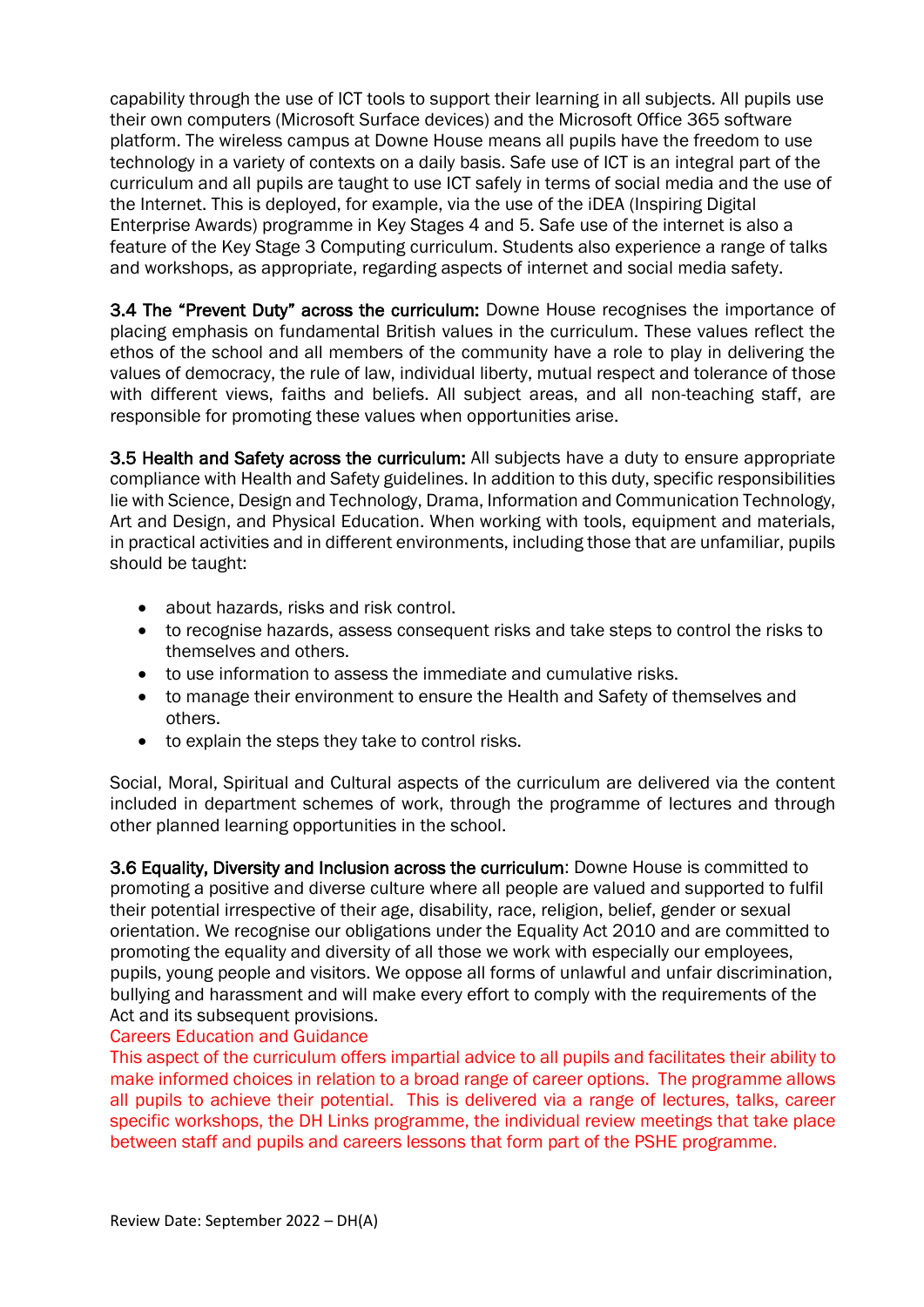capability through the use of ICT tools to support their learning in all subjects. All pupils use their own computers (Microsoft Surface devices) and the Microsoft Office 365 software platform. The wireless campus at Downe House means all pupils have the freedom to use technology in a variety of contexts on a daily basis. Safe use of ICT is an integral part of the curriculum and all pupils are taught to use ICT safely in terms of social media and the use of the Internet. This is deployed, for example, via the use of the iDEA (Inspiring Digital Enterprise Awards) programme in Key Stages 4 and 5. Safe use of the internet is also a feature of the Key Stage 3 Computing curriculum. Students also experience a range of talks and workshops, as appropriate, regarding aspects of internet and social media safety.

**3.4 The "Prevent Duty" across the curriculum:** Downe House recognises the importance of placing emphasis on fundamental British values in the curriculum. These values reflect the ethos of the school and all members of the community have a role to play in delivering the values of democracy, the rule of law, individual liberty, mutual respect and tolerance of those with different views, faiths and beliefs. All subject areas, and all non-teaching staff, are responsible for promoting these values when opportunities arise.

**3.5 Health and Safety across the curriculum:** All subjects have a duty to ensure appropriate compliance with Health and Safety guidelines. In addition to this duty, specific responsibilities lie with Science, Design and Technology, Drama, Information and Communication Technology, Art and Design, and Physical Education. When working with tools, equipment and materials, in practical activities and in different environments, including those that are unfamiliar, pupils should be taught:

- about hazards, risks and risk control.
- to recognise hazards, assess consequent risks and take steps to control the risks to themselves and others.
- to use information to assess the immediate and cumulative risks.
- to manage their environment to ensure the Health and Safety of themselves and others.
- to explain the steps they take to control risks.

Social, Moral, Spiritual and Cultural aspects of the curriculum are delivered via the content included in department schemes of work, through the programme of lectures and through other planned learning opportunities in the school.

**3.6 Equality, Diversity and Inclusion across the curriculum**: Downe House is committed to promoting a positive and diverse culture where all people are valued and supported to fulfil their potential irrespective of their age, disability, race, religion, belief, gender or sexual orientation. We recognise our obligations under the Equality Act 2010 and are committed to promoting the equality and diversity of all those we work with especially our employees, pupils, young people and visitors. We oppose all forms of unlawful and unfair discrimination, bullying and harassment and will make every effort to comply with the requirements of the Act and its subsequent provisions.

Careers Education and Guidance

This aspect of the curriculum offers impartial advice to all pupils and facilitates their ability to make informed choices in relation to a broad range of career options. The programme allows all pupils to achieve their potential. This is delivered via a range of lectures, talks, career specific workshops, the DH Links programme, the individual review meetings that take place between staff and pupils and careers lessons that form part of the PSHE programme.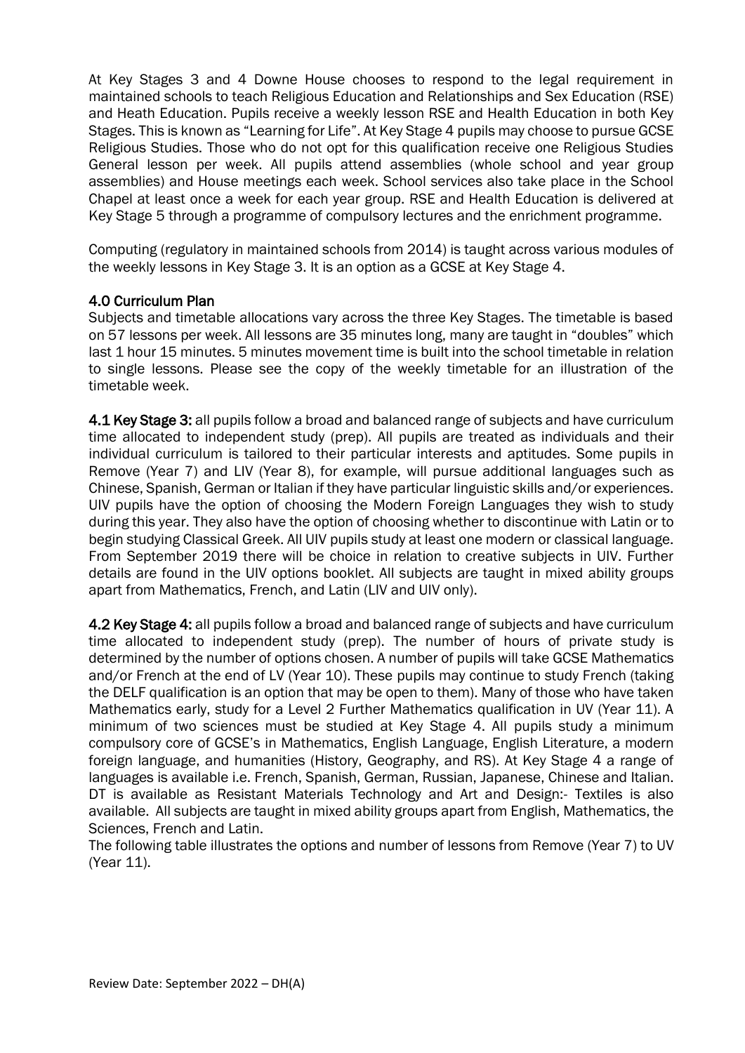At Key Stages 3 and 4 Downe House chooses to respond to the legal requirement in maintained schools to teach Religious Education and Relationships and Sex Education (RSE) and Heath Education. Pupils receive a weekly lesson RSE and Health Education in both Key Stages. This is known as "Learning for Life". At Key Stage 4 pupils may choose to pursue GCSE Religious Studies. Those who do not opt for this qualification receive one Religious Studies General lesson per week. All pupils attend assemblies (whole school and year group assemblies) and House meetings each week. School services also take place in the School Chapel at least once a week for each year group. RSE and Health Education is delivered at Key Stage 5 through a programme of compulsory lectures and the enrichment programme.

Computing (regulatory in maintained schools from 2014) is taught across various modules of the weekly lessons in Key Stage 3. It is an option as a GCSE at Key Stage 4.

## 4.0 Curriculum Plan

Subjects and timetable allocations vary across the three Key Stages. The timetable is based on 57 lessons per week. All lessons are 35 minutes long, many are taught in "doubles" which last 1 hour 15 minutes. 5 minutes movement time is built into the school timetable in relation to single lessons. Please see the copy of the weekly timetable for an illustration of the timetable week.

**4.1 Key Stage 3:** all pupils follow a broad and balanced range of subjects and have curriculum time allocated to independent study (prep). All pupils are treated as individuals and their individual curriculum is tailored to their particular interests and aptitudes. Some pupils in Remove (Year 7) and LIV (Year 8), for example, will pursue additional languages such as Chinese, Spanish, German or Italian if they have particular linguistic skills and/or experiences. UIV pupils have the option of choosing the Modern Foreign Languages they wish to study during this year. They also have the option of choosing whether to discontinue with Latin or to begin studying Classical Greek. All UIV pupils study at least one modern or classical language. From September 2019 there will be choice in relation to creative subjects in UIV. Further details are found in the UIV options booklet. All subjects are taught in mixed ability groups apart from Mathematics, French, and Latin (LIV and UIV only).

**4.2 Key Stage 4:** all pupils follow a broad and balanced range of subjects and have curriculum time allocated to independent study (prep). The number of hours of private study is determined by the number of options chosen. A number of pupils will take GCSE Mathematics and/or French at the end of LV (Year 10). These pupils may continue to study French (taking the DELF qualification is an option that may be open to them). Many of those who have taken Mathematics early, study for a Level 2 Further Mathematics qualification in UV (Year 11). A minimum of two sciences must be studied at Key Stage 4. All pupils study a minimum compulsory core of GCSE's in Mathematics, English Language, English Literature, a modern foreign language, and humanities (History, Geography, and RS). At Key Stage 4 a range of languages is available i.e. French, Spanish, German, Russian, Japanese, Chinese and Italian. DT is available as Resistant Materials Technology and Art and Design:- Textiles is also available. All subjects are taught in mixed ability groups apart from English, Mathematics, the Sciences, French and Latin.

The following table illustrates the options and number of lessons from Remove (Year 7) to UV (Year 11).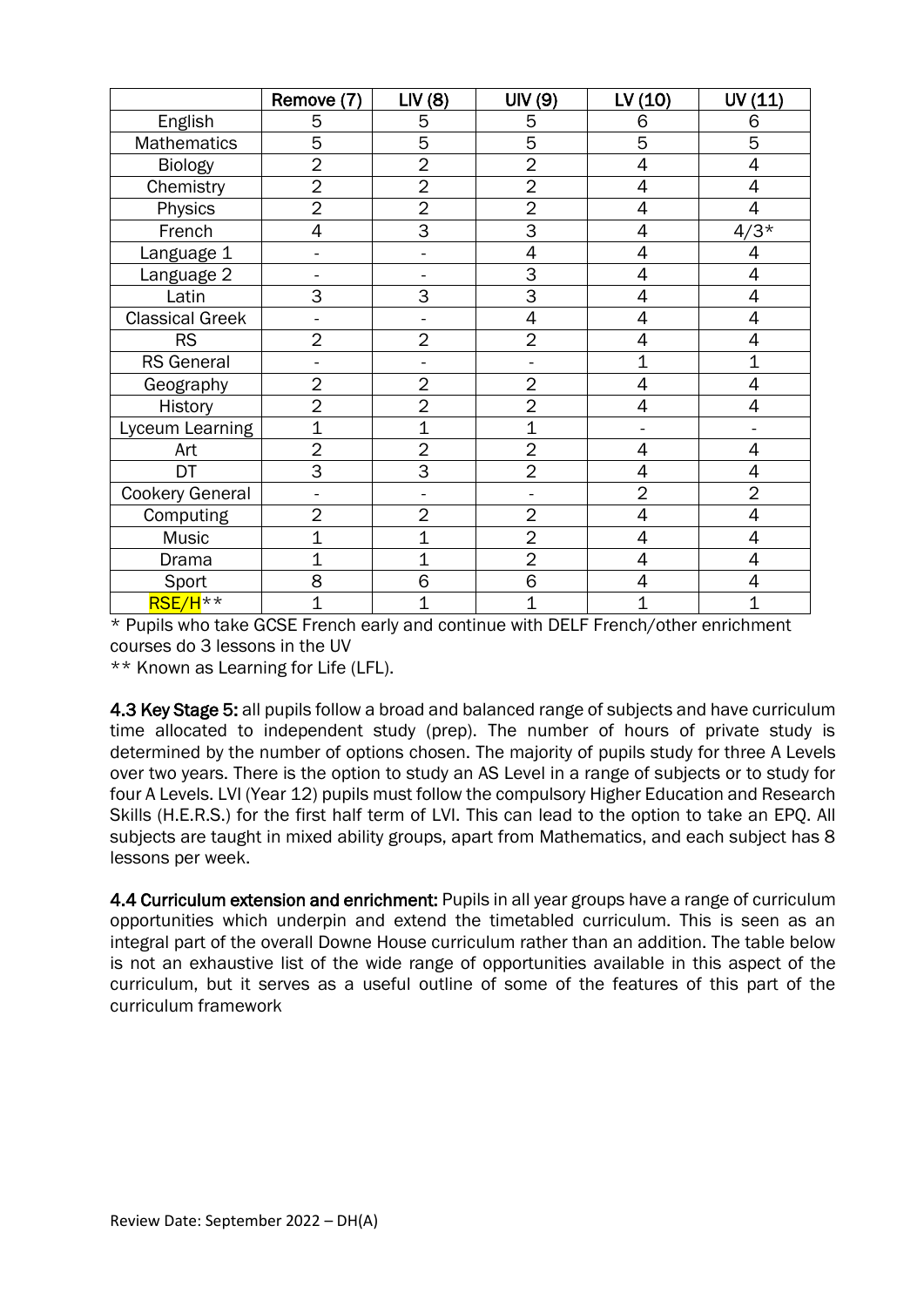| | Remove (7) | LIV (8) | UIV (9) | LV (10) | UV (11) |
|---|---|---|---|---|---|
| English | 5 | 5 | 5 | 6 | 6 |
| Mathematics | 5 | 5 | 5 | 5 | 5 |
| Biology | 2 | 2 | 2 | 4 | 4 |
| Chemistry | 2 | 2 | 2 | 4 | 4 |
| Physics | 2 | 2 | 2 | 4 | 4 |
| French | 4 | 3 | 3 | 4 | 4/3* |
| Language 1 | - | - | 4 | 4 | 4 |
| Language 2 | - | - | 3 | 4 | 4 |
| Latin | 3 | 3 | 3 | 4 | 4 |
| Classical Greek | - | - | 4 | 4 | 4 |
| RS | 2 | 2 | 2 | 4 | 4 |
| RS General | - | - | - | 1 | 1 |
| Geography | 2 | 2 | 2 | 4 | 4 |
| History | 2 | 2 | 2 | 4 | 4 |
| Lyceum Learning | 1 | 1 | 1 | - | - |
| Art | 2 | 2 | 2 | 4 | 4 |
| DT | 3 | 3 | 2 | 4 | 4 |
| Cookery General | - | - | - | 2 | 2 |
| Computing | 2 | 2 | 2 | 4 | 4 |
| Music | 1 | 1 | 2 | 4 | 4 |
| Drama | 1 | 1 | 2 | 4 | 4 |
| Sport | 8 | 6 | 6 | 4 | 4 |
| RSE/H** | 1 | 1 | 1 | 1 | 1 |

* Pupils who take GCSE French early and continue with DELF French/other enrichment courses do 3 lessons in the UV

** Known as Learning for Life (LFL).

**4.3 Key Stage 5:** all pupils follow a broad and balanced range of subjects and have curriculum time allocated to independent study (prep). The number of hours of private study is determined by the number of options chosen. The majority of pupils study for three A Levels over two years. There is the option to study an AS Level in a range of subjects or to study for four A Levels. LVI (Year 12) pupils must follow the compulsory Higher Education and Research Skills (H.E.R.S.) for the first half term of LVI. This can lead to the option to take an EPQ. All subjects are taught in mixed ability groups, apart from Mathematics, and each subject has 8 lessons per week.

**4.4 Curriculum extension and enrichment:** Pupils in all year groups have a range of curriculum opportunities which underpin and extend the timetabled curriculum. This is seen as an integral part of the overall Downe House curriculum rather than an addition. The table below is not an exhaustive list of the wide range of opportunities available in this aspect of the curriculum, but it serves as a useful outline of some of the features of this part of the curriculum framework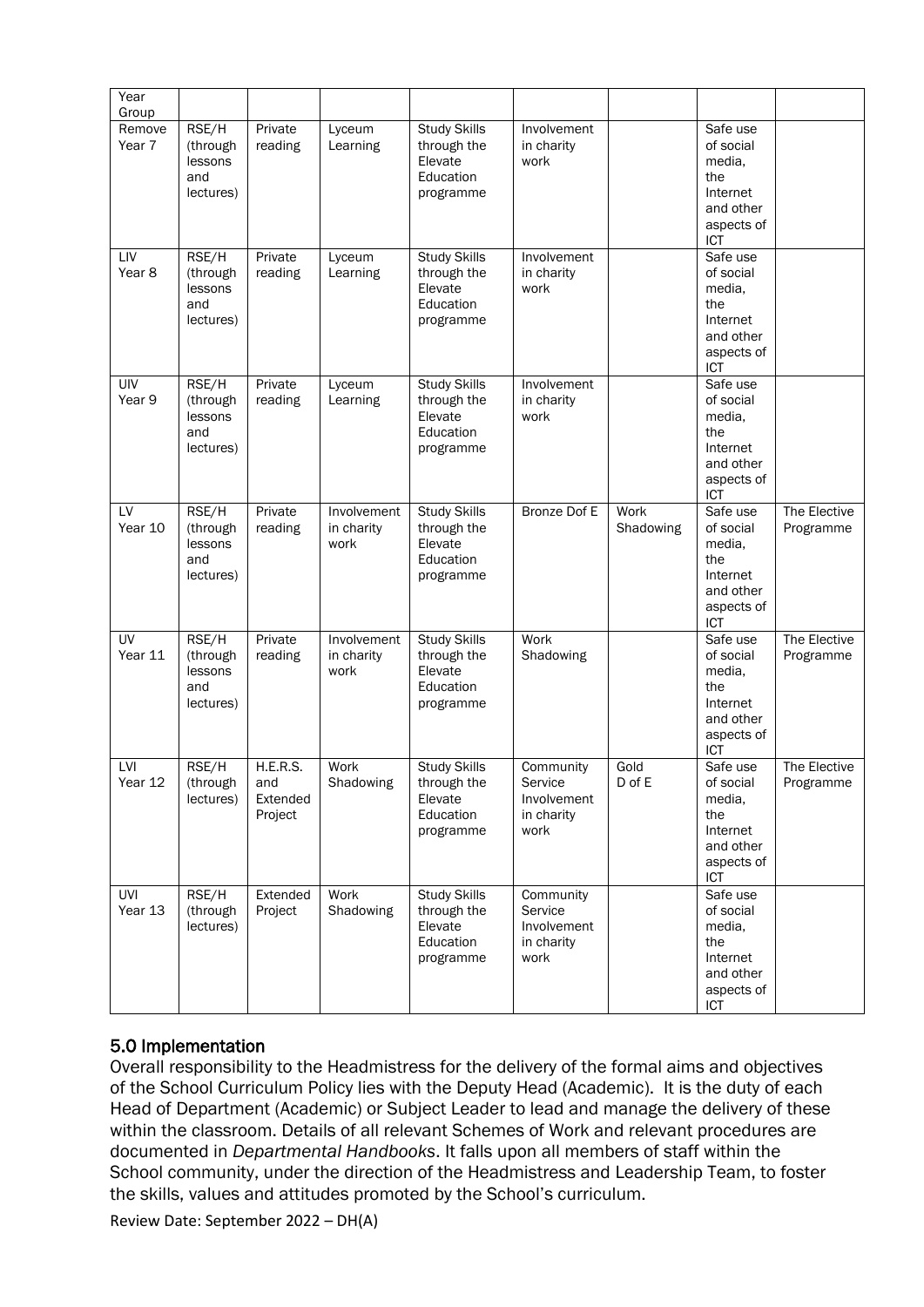| Year Group | | | | | | | | |
|---|---|---|---|---|---|---|---|---|
| Remove Year 7 | RSE/H (through lessons and lectures) | Private reading | Lyceum Learning | Study Skills through the Elevate Education programme | Involvement in charity work | | Safe use of social media, the Internet and other aspects of ICT | |
| LIV Year 8 | RSE/H (through lessons and lectures) | Private reading | Lyceum Learning | Study Skills through the Elevate Education programme | Involvement in charity work | | Safe use of social media, the Internet and other aspects of ICT | |
| UIV Year 9 | RSE/H (through lessons and lectures) | Private reading | Lyceum Learning | Study Skills through the Elevate Education programme | Involvement in charity work | | Safe use of social media, the Internet and other aspects of ICT | |
| LV Year 10 | RSE/H (through lessons and lectures) | Private reading | Involvement in charity work | Study Skills through the Elevate Education programme | Bronze Dof E | Work Shadowing | Safe use of social media, the Internet and other aspects of ICT | The Elective Programme |
| UV Year 11 | RSE/H (through lessons and lectures) | Private reading | Involvement in charity work | Study Skills through the Elevate Education programme | Work Shadowing | | Safe use of social media, the Internet and other aspects of ICT | The Elective Programme |
| LVI Year 12 | RSE/H (through lectures) | H.E.R.S. and Extended Project | Work Shadowing | Study Skills through the Elevate Education programme | Community Service Involvement in charity work | Gold D of E | Safe use of social media, the Internet and other aspects of ICT | The Elective Programme |
| UVI Year 13 | RSE/H (through lectures) | Extended Project | Work Shadowing | Study Skills through the Elevate Education programme | Community Service Involvement in charity work | | Safe use of social media, the Internet and other aspects of ICT | |

## 5.0 Implementation

Overall responsibility to the Headmistress for the delivery of the formal aims and objectives of the School Curriculum Policy lies with the Deputy Head (Academic). It is the duty of each Head of Department (Academic) or Subject Leader to lead and manage the delivery of these within the classroom. Details of all relevant Schemes of Work and relevant procedures are documented in *Departmental Handbooks*. It falls upon all members of staff within the School community, under the direction of the Headmistress and Leadership Team, to foster the skills, values and attitudes promoted by the School's curriculum.

Review Date: September 2022 – DH(A)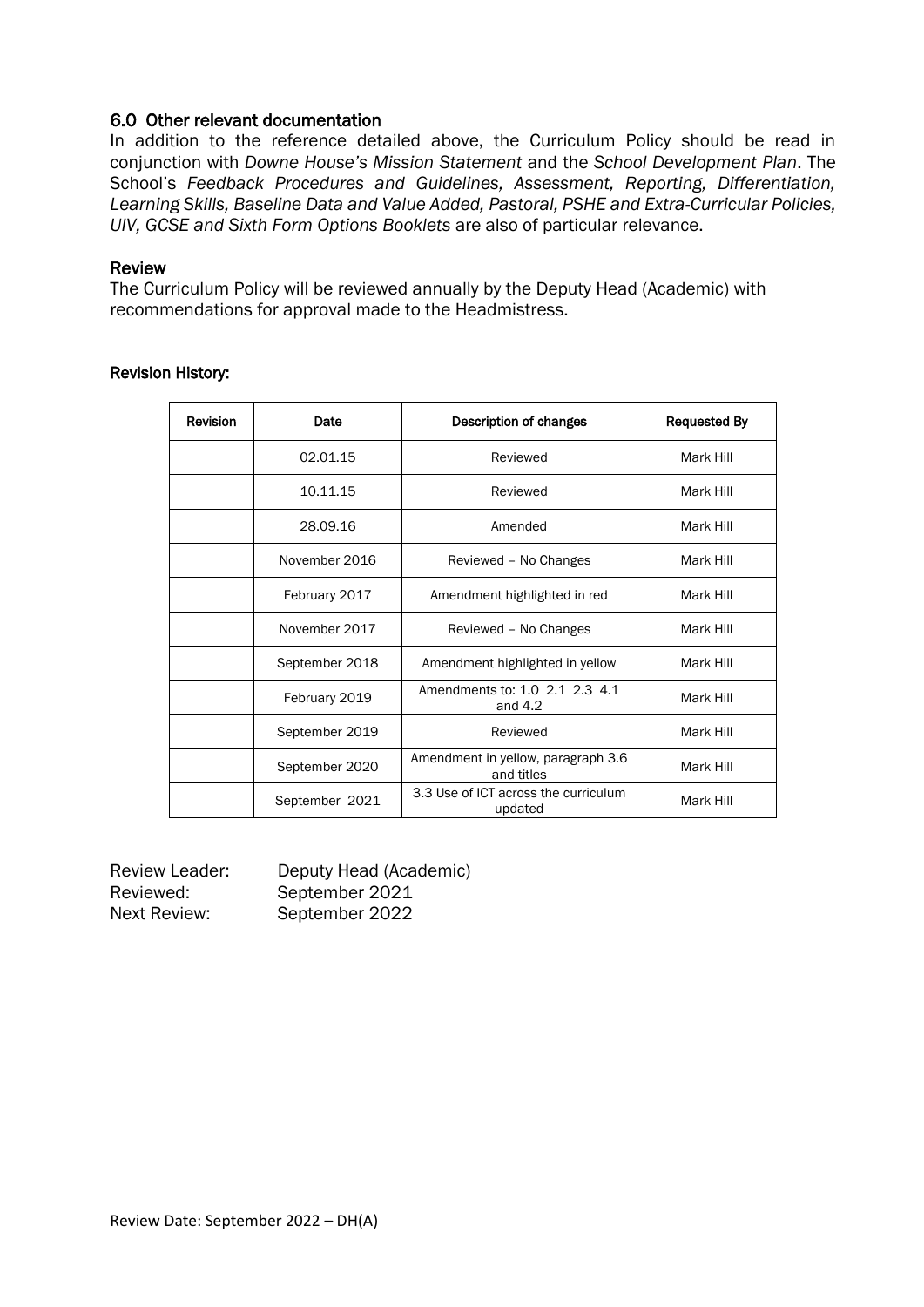## 6.0 Other relevant documentation

In addition to the reference detailed above, the Curriculum Policy should be read in conjunction with *Downe House's Mission Statement* and the *School Development Plan*. The School's *Feedback Procedures and Guidelines, Assessment, Reporting, Differentiation, Learning Skills, Baseline Data and Value Added, Pastoral, PSHE and Extra-Curricular Policies, UIV, GCSE and Sixth Form Options Booklets* are also of particular relevance.

## Review

The Curriculum Policy will be reviewed annually by the Deputy Head (Academic) with recommendations for approval made to the Headmistress.

**Revision History:**

| Revision | Date | Description of changes | Requested By |
|---|---|---|---|
| | 02.01.15 | Reviewed | Mark Hill |
| | 10.11.15 | Reviewed | Mark Hill |
| | 28.09.16 | Amended | Mark Hill |
| | November 2016 | Reviewed – No Changes | Mark Hill |
| | February 2017 | Amendment highlighted in red | Mark Hill |
| | November 2017 | Reviewed – No Changes | Mark Hill |
| | September 2018 | Amendment highlighted in yellow | Mark Hill |
| | February 2019 | Amendments to: 1.0 2.1 2.3 4.1 and 4.2 | Mark Hill |
| | September 2019 | Reviewed | Mark Hill |
| | September 2020 | Amendment in yellow, paragraph 3.6 and titles | Mark Hill |
| | September 2021 | 3.3 Use of ICT across the curriculum updated | Mark Hill |

Review Leader: Deputy Head (Academic)
Reviewed: September 2021
Next Review: September 2022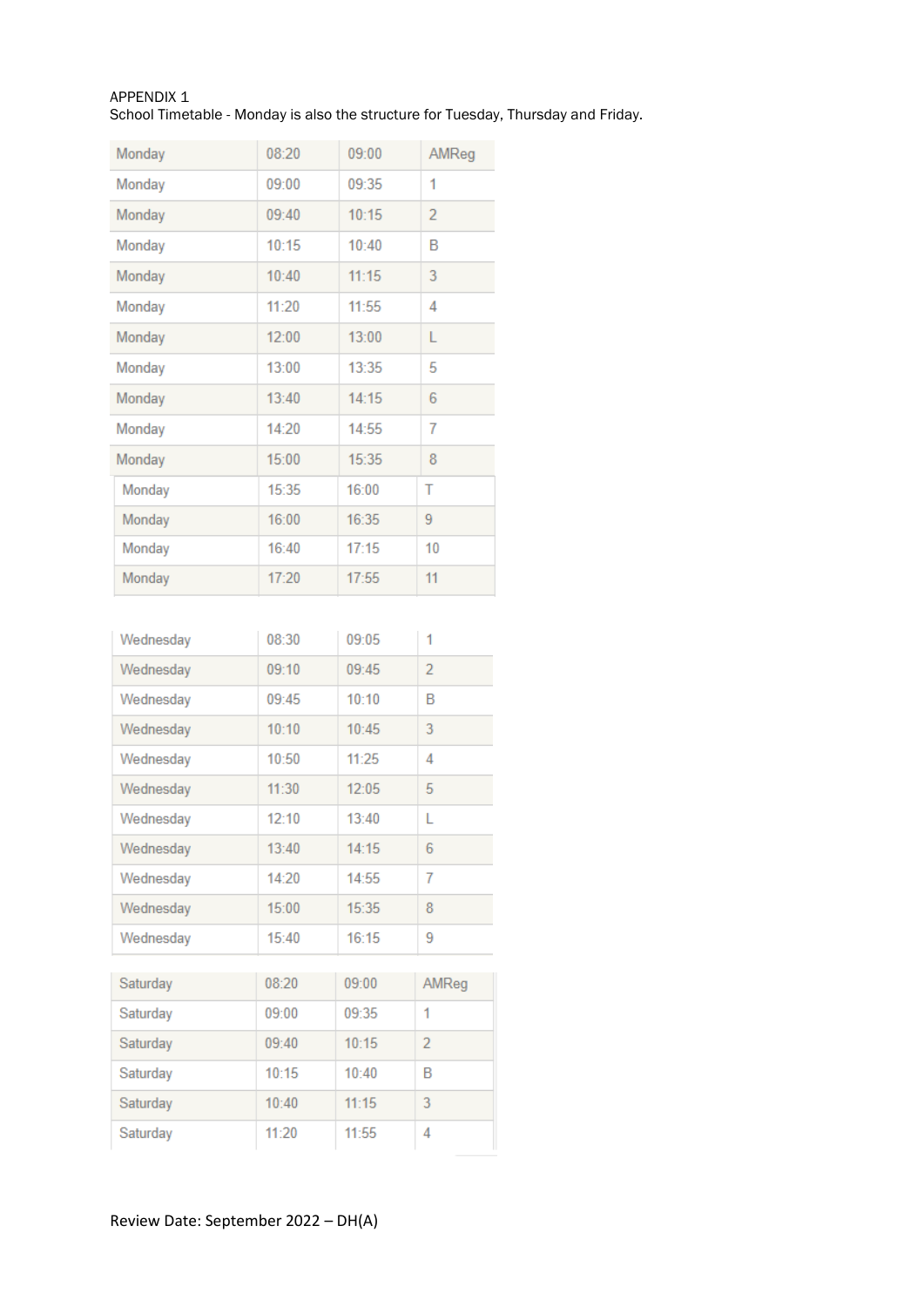APPENDIX 1

School Timetable - Monday is also the structure for Tuesday, Thursday and Friday.

| | | | |
|---|---|---|---|
| Monday | 08:20 | 09:00 | AMReg |
| Monday | 09:00 | 09:35 | 1 |
| Monday | 09:40 | 10:15 | 2 |
| Monday | 10:15 | 10:40 | B |
| Monday | 10:40 | 11:15 | 3 |
| Monday | 11:20 | 11:55 | 4 |
| Monday | 12:00 | 13:00 | L |
| Monday | 13:00 | 13:35 | 5 |
| Monday | 13:40 | 14:15 | 6 |
| Monday | 14:20 | 14:55 | 7 |
| Monday | 15:00 | 15:35 | 8 |
| Monday | 15:35 | 16:00 | T |
| Monday | 16:00 | 16:35 | 9 |
| Monday | 16:40 | 17:15 | 10 |
| Monday | 17:20 | 17:55 | 11 |

| | | | |
|---|---|---|---|
| Wednesday | 08:30 | 09:05 | 1 |
| Wednesday | 09:10 | 09:45 | 2 |
| Wednesday | 09:45 | 10:10 | B |
| Wednesday | 10:10 | 10:45 | 3 |
| Wednesday | 10:50 | 11:25 | 4 |
| Wednesday | 11:30 | 12:05 | 5 |
| Wednesday | 12:10 | 13:40 | L |
| Wednesday | 13:40 | 14:15 | 6 |
| Wednesday | 14:20 | 14:55 | 7 |
| Wednesday | 15:00 | 15:35 | 8 |
| Wednesday | 15:40 | 16:15 | 9 |

| | | | |
|---|---|---|---|
| Saturday | 08:20 | 09:00 | AMReg |
| Saturday | 09:00 | 09:35 | 1 |
| Saturday | 09:40 | 10:15 | 2 |
| Saturday | 10:15 | 10:40 | B |
| Saturday | 10:40 | 11:15 | 3 |
| Saturday | 11:20 | 11:55 | 4 |

Review Date: September 2022 – DH(A)